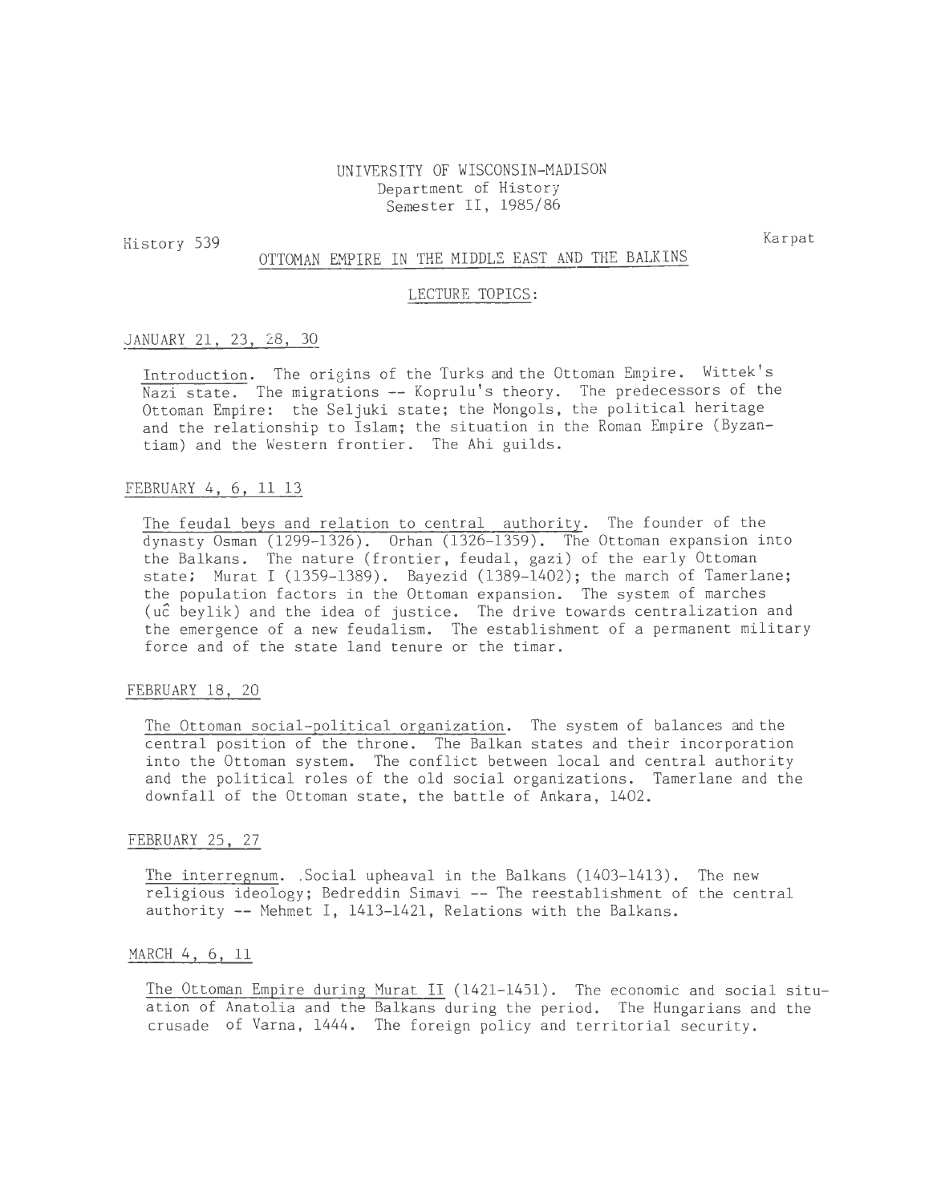UNIVERSITY OF WISCONSIN-MADISON
Department of History
Semester II, 1985/86

History 539 Karpat

OTTOMAN EMPIRE IN THE MIDDLE EAST AND THE BALKINS

LECTURE TOPICS:

JANUARY 21, 23, 28, 30

Introduction. The origins of the Turks and the Ottoman Empire. Wittek's Nazi state. The migrations -- Koprulu's theory. The predecessors of the Ottoman Empire: the Seljuki state; the Mongols, the political heritage and the relationship to Islam; the situation in the Roman Empire (Byzantiam) and the Western frontier. The Ahi guilds.

FEBRUARY 4, 6, 11 13

The feudal beys and relation to central authority. The founder of the dynasty Osman (1299-1326). Orhan (1326-1359). The Ottoman expansion into the Balkans. The nature (frontier, feudal, gazi) of the early Ottoman state; Murat I (1359-1389). Bayezid (1389-1402); the march of Tamerlane; the population factors in the Ottoman expansion. The system of marches (uĉ beylik) and the idea of justice. The drive towards centralization and the emergence of a new feudalism. The establishment of a permanent military force and of the state land tenure or the timar.

FEBRUARY 18, 20

The Ottoman social-political organization. The system of balances and the central position of the throne. The Balkan states and their incorporation into the Ottoman system. The conflict between local and central authority and the political roles of the old social organizations. Tamerlane and the downfall of the Ottoman state, the battle of Ankara, 1402.

FEBRUARY 25, 27

The interregnum. .Social upheaval in the Balkans (1403-1413). The new religious ideology; Bedreddin Simavi -- The reestablishment of the central authority -- Mehmet I, 1413-1421, Relations with the Balkans.

MARCH 4, 6, 11

The Ottoman Empire during Murat II (1421-1451). The economic and social situation of Anatolia and the Balkans during the period. The Hungarians and the crusade of Varna, 1444. The foreign policy and territorial security.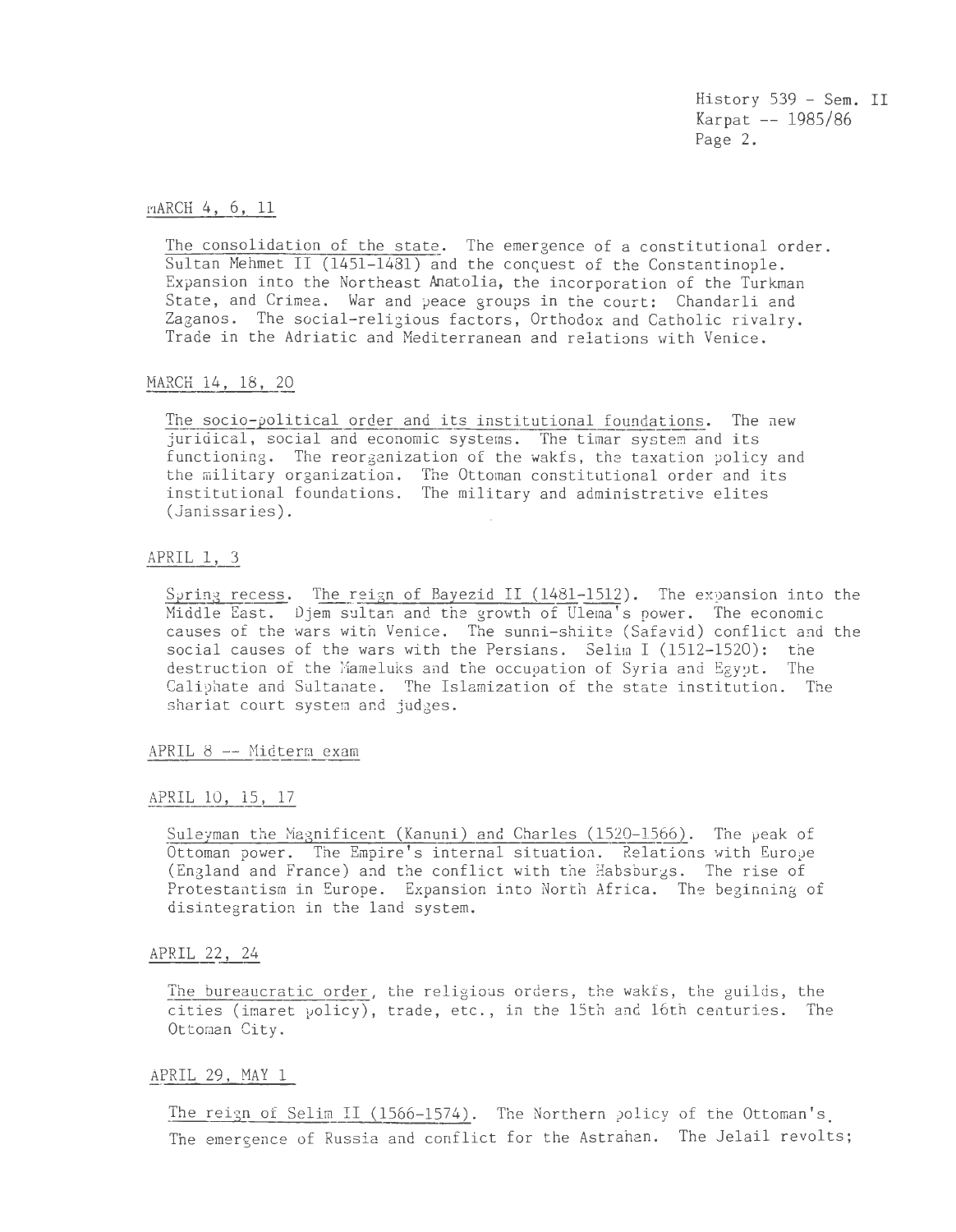MARCH 4, 6, 11

The consolidation of the state. The emergence of a constitutional order. Sultan Mehmet II (1451-1481) and the conquest of the Constantinople. Expansion into the Northeast Anatolia, the incorporation of the Turkman State, and Crimea. War and peace groups in the court: Chandarli and Zaganos. The social-religious factors, Orthodox and Catholic rivalry. Trade in the Adriatic and Mediterranean and relations with Venice.

MARCH 14, 18, 20

The socio-political order and its institutional foundations. The new juridical, social and economic systems. The timar system and its functioning. The reorganization of the wakfs, the taxation policy and the military organization. The Ottoman constitutional order and its institutional foundations. The military and administrative elites (Janissaries).

APRIL 1, 3

Spring recess. The reign of Bayezid II (1481-1512). The expansion into the Middle East. Djem sultan and the growth of Ulema's power. The economic causes of the wars with Venice. The sunni-shiite (Safavid) conflict and the social causes of the wars with the Persians. Selim I (1512-1520): the destruction of the Mameluks and the occupation of Syria and Egypt. The Caliphate and Sultanate. The Islamization of the state institution. The shariat court system and judges.

APRIL 8 -- Midterm exam

APRIL 10, 15, 17

Suleyman the Magnificent (Kanuni) and Charles (1520-1566). The peak of Ottoman power. The Empire's internal situation. Relations with Europe (England and France) and the conflict with the Habsburgs. The rise of Protestantism in Europe. Expansion into North Africa. The beginning of disintegration in the land system.

APRIL 22, 24

The bureaucratic order, the religious orders, the wakfs, the guilds, the cities (imaret policy), trade, etc., in the 15th and 16th centuries. The Ottoman City.

APRIL 29, MAY 1

The reign of Selim II (1566-1574). The Northern policy of the Ottoman's. The emergence of Russia and conflict for the Astrahan. The Jelail revolts;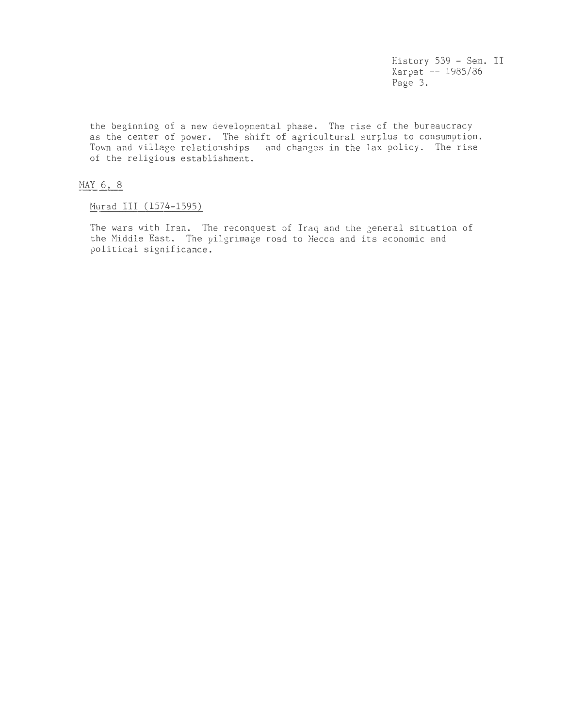the beginning of a new developmental phase. The rise of the bureaucracy as the center of power. The shift of agricultural surplus to consumption. Town and village relationships and changes in the lax policy. The rise of the religious establishment.

MAY 6, 8

Murad III (1574-1595)

The wars with Iran. The reconquest of Iraq and the general situation of the Middle East. The pilgrimage road to Mecca and its economic and political significance.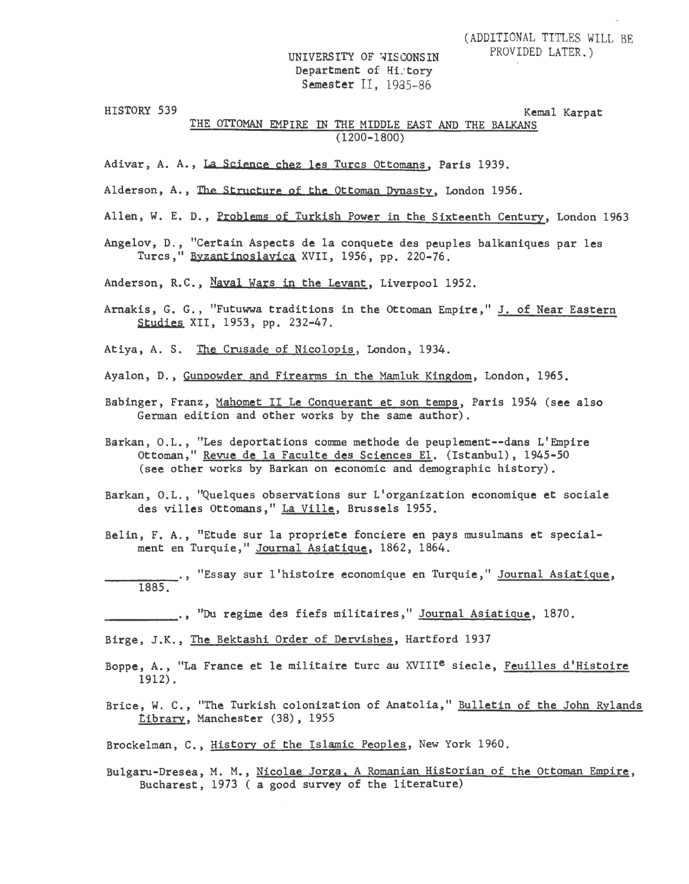(ADDITIONAL TITLES WILL BE PROVIDED LATER.)

UNIVERSITY OF WISCONSIN
Department of History
Semester II, 1985-86

HISTORY 539

Kemal Karpat

THE OTTOMAN EMPIRE IN THE MIDDLE EAST AND THE BALKANS
(1200-1800)

Adivar, A. A., La Science chez les Turcs Ottomans, Paris 1939.

Alderson, A., The Structure of the Ottoman Dynasty, London 1956.

Allen, W. E. D., Problems of Turkish Power in the Sixteenth Century, London 1963

Angelov, D., "Certain Aspects de la conquete des peuples balkaniques par les Turcs," Byzantinoslavica XVII, 1956, pp. 220-76.

Anderson, R.C., Naval Wars in the Levant, Liverpool 1952.

Arnakis, G. G., "Futuwwa traditions in the Ottoman Empire," J. of Near Eastern Studies XII, 1953, pp. 232-47.

Atiya, A. S. The Crusade of Nicolopis, London, 1934.

Ayalon, D., Gunpowder and Firearms in the Mamluk Kingdom, London, 1965.

Babinger, Franz, Mahomet II Le Conquerant et son temps, Paris 1954 (see also German edition and other works by the same author).

Barkan, O.L., "Les deportations comme methode de peuplement--dans L'Empire Ottoman," Revue de la Faculte des Sciences El. (Istanbul), 1945-50 (see other works by Barkan on economic and demographic history).

Barkan, O.L., "Quelques observations sur L'organization economique et sociale des villes Ottomans," La Ville, Brussels 1955.

Belin, F. A., "Etude sur la propriete fonciere en pays musulmans et specialment en Turquie," Journal Asiatique, 1862, 1864.

__________., "Essay sur l'histoire economique en Turquie," Journal Asiatique, 1885.

__________., "Du regime des fiefs militaires," Journal Asiatique, 1870.

Birge, J.K., The Bektashi Order of Dervishes, Hartford 1937

Boppe, A., "La France et le militaire turc au XVIII$^{e}$ siecle, Feuilles d'Histoire 1912).

Brice, W. C., "The Turkish colonization of Anatolia," Bulletin of the John Rylands Library, Manchester (38), 1955

Brockelman, C., History of the Islamic Peoples, New York 1960.

Bulgaru-Dresea, M. M., Nicolae Jorga, A Romanian Historian of the Ottoman Empire, Bucharest, 1973 ( a good survey of the literature)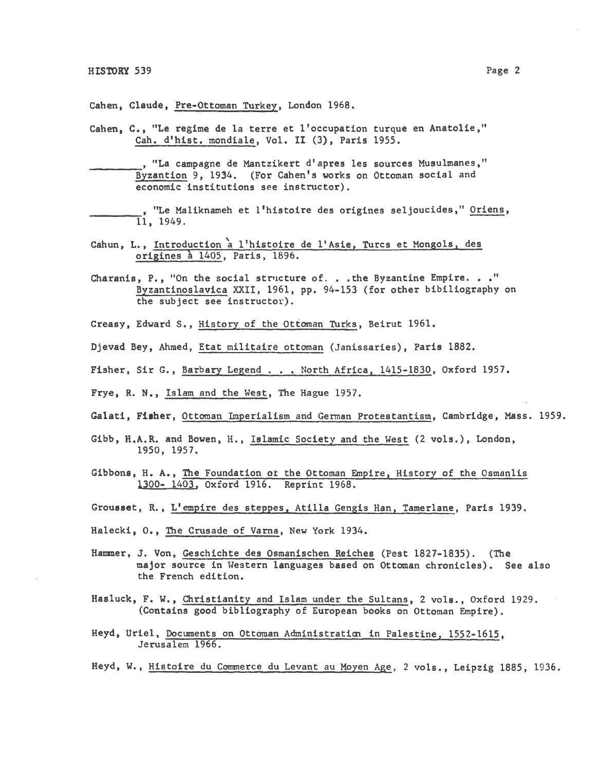Cahen, Claude, Pre-Ottoman Turkey, London 1968.

Cahen, C., "Le regime de la terre et l'occupation turque en Anatolie," Cah. d'hist. mondiale, Vol. II (3), Paris 1955.

________, "La campagne de Mantzikert d'apres les sources Musulmanes," Byzantion 9, 1934. (For Cahen's works on Ottoman social and economic institutions see instructor).

________, "Le Maliknameh et l'histoire des origines seljoucides," Oriens, 11, 1949.

Cahun, L., Introduction à l'histoire de l'Asie, Turcs et Mongols, des origines à 1405, Paris, 1896.

Charanis, P., "On the social structure of. . .the Byzantine Empire. . ." Byzantinoslavica XXII, 1961, pp. 94-153 (for other bibiliography on the subject see instructor).

Creasy, Edward S., History of the Ottoman Turks, Beirut 1961.

Djevad Bey, Ahmed, Etat militaire ottoman (Janissaries), Paris 1882.

Fisher, Sir G., Barbary Legend . . . North Africa, 1415-1830, Oxford 1957.

Frye, R. N., Islam and the West, The Hague 1957.

Galati, Fisher, Ottoman Imperialism and German Protestantism, Cambridge, Mass. 1959.

Gibb, H.A.R. and Bowen, H., Islamic Society and the West (2 vols.), London, 1950, 1957.

Gibbons, H. A., The Foundation ot the Ottoman Empire, History of the Osmanlis 1300- 1403, Oxford 1916. Reprint 1968.

Grousset, R., L'empire des steppes, Atilla Gengis Han, Tamerlane, Paris 1939.

Halecki, O., The Crusade of Varna, New York 1934.

Hammer, J. Von, Geschichte des Osmanischen Reiches (Pest 1827-1835). (The major source in Western languages based on Ottoman chronicles). See also the French edition.

Hasluck, F. W., Christianity and Islam under the Sultans, 2 vols., Oxford 1929. (Contains good bibliography of European books on Ottoman Empire).

Heyd, Uriel, Documents on Ottoman Administration in Palestine, 1552-1615, Jerusalem 1966.

Heyd, W., Histoire du Commerce du Levant au Moyen Age, 2 vols., Leipzig 1885, 1936.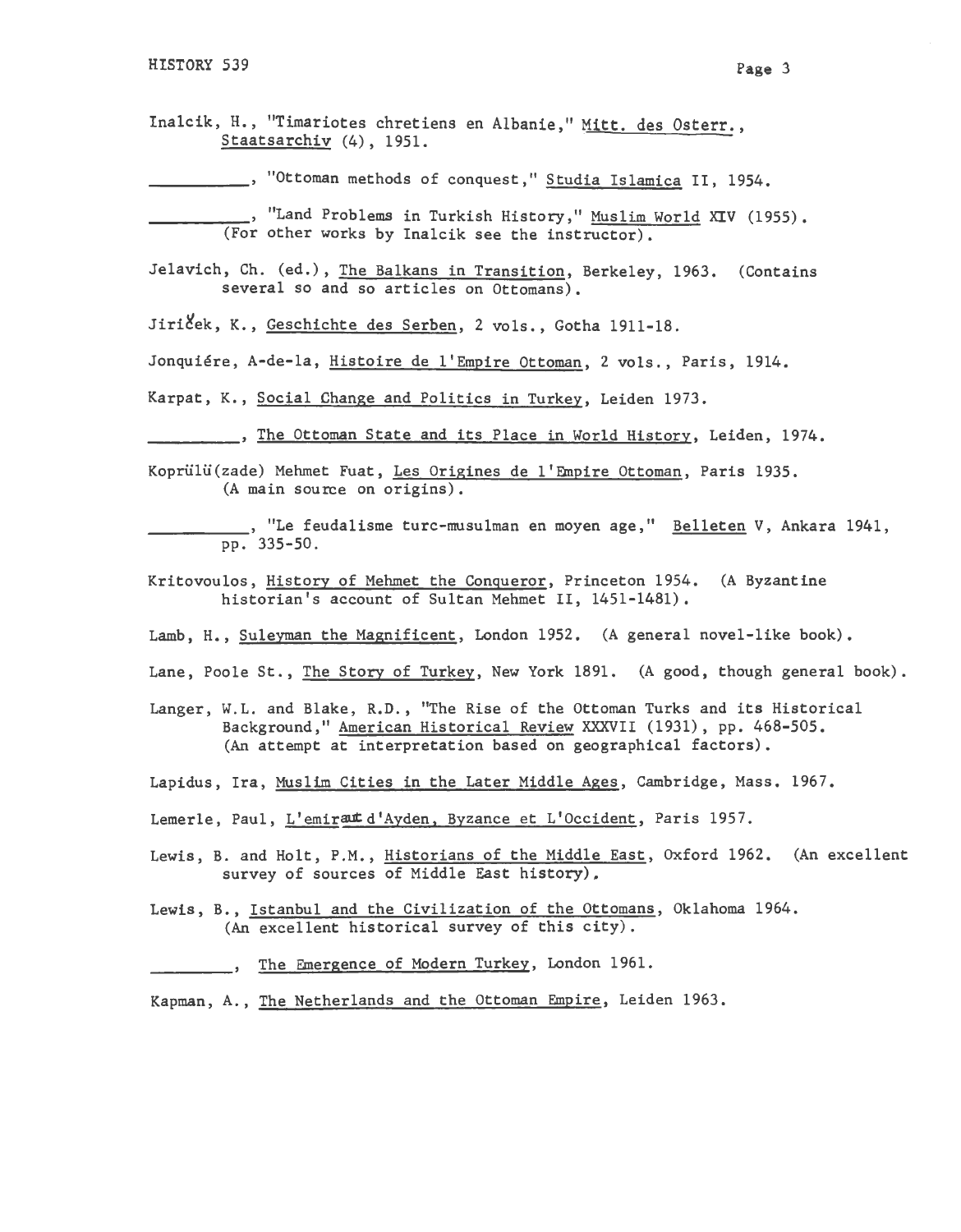Inalcik, H., "Timariotes chretiens en Albanie," Mitt. des Osterr., Staatsarchiv (4), 1951.

__________, "Ottoman methods of conquest," Studia Islamica II, 1954.

__________, "Land Problems in Turkish History," Muslim World XIV (1955). (For other works by Inalcik see the instructor).

Jelavich, Ch. (ed.), The Balkans in Transition, Berkeley, 1963. (Contains several so and so articles on Ottomans).

Jiriček, K., Geschichte des Serben, 2 vols., Gotha 1911-18.

Jonquiére, A-de-la, Histoire de l'Empire Ottoman, 2 vols., Paris, 1914.

Karpat, K., Social Change and Politics in Turkey, Leiden 1973.

__________, The Ottoman State and its Place in World History, Leiden, 1974.

Koprülü(zade) Mehmet Fuat, Les Origines de l'Empire Ottoman, Paris 1935. (A main source on origins).

__________, "Le feudalisme turc-musulman en moyen age," Belleten V, Ankara 1941, pp. 335-50.

Kritovoulos, History of Mehmet the Conqueror, Princeton 1954. (A Byzantine historian's account of Sultan Mehmet II, 1451-1481).

Lamb, H., Suleyman the Magnificent, London 1952. (A general novel-like book).

Lane, Poole St., The Story of Turkey, New York 1891. (A good, though general book).

Langer, W.L. and Blake, R.D., "The Rise of the Ottoman Turks and its Historical Background," American Historical Review XXXVII (1931), pp. 468-505. (An attempt at interpretation based on geographical factors).

Lapidus, Ira, Muslim Cities in the Later Middle Ages, Cambridge, Mass. 1967.

Lemerle, Paul, L'emirat d'Ayden, Byzance et L'Occident, Paris 1957.

Lewis, B. and Holt, P.M., Historians of the Middle East, Oxford 1962. (An excellent survey of sources of Middle East history).

Lewis, B., Istanbul and the Civilization of the Ottomans, Oklahoma 1964. (An excellent historical survey of this city).

__________, The Emergence of Modern Turkey, London 1961.

Kapman, A., The Netherlands and the Ottoman Empire, Leiden 1963.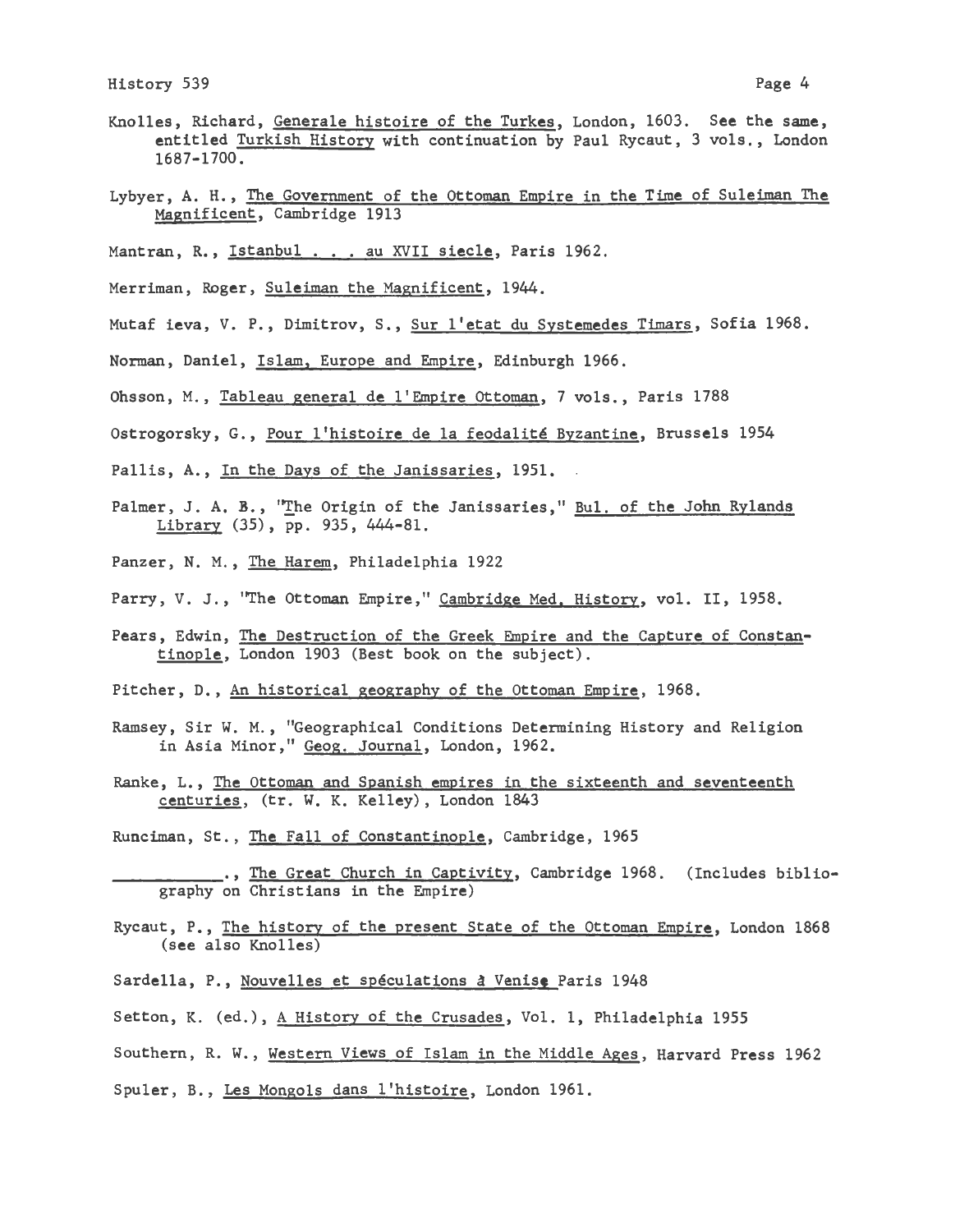Knolles, Richard, Generale histoire of the Turkes, London, 1603. See the same, entitled Turkish History with continuation by Paul Rycaut, 3 vols., London 1687-1700.

Lybyer, A. H., The Government of the Ottoman Empire in the Time of Suleiman The Magnificent, Cambridge 1913

Mantran, R., Istanbul . . . au XVII siecle, Paris 1962.

Merriman, Roger, Suleiman the Magnificent, 1944.

Mutaf ieva, V. P., Dimitrov, S., Sur l'etat du Systemedes Timars, Sofia 1968.

Norman, Daniel, Islam, Europe and Empire, Edinburgh 1966.

Ohsson, M., Tableau general de l'Empire Ottoman, 7 vols., Paris 1788

Ostrogorsky, G., Pour l'histoire de la feodalité Byzantine, Brussels 1954

Pallis, A., In the Days of the Janissaries, 1951.

Palmer, J. A. B., "The Origin of the Janissaries," Bul. of the John Rylands Library (35), pp. 935, 444-81.

Panzer, N. M., The Harem, Philadelphia 1922

Parry, V. J., "The Ottoman Empire," Cambridge Med. History, vol. II, 1958.

Pears, Edwin, The Destruction of the Greek Empire and the Capture of Constantinople, London 1903 (Best book on the subject).

Pitcher, D., An historical geography of the Ottoman Empire, 1968.

Ramsey, Sir W. M., "Geographical Conditions Determining History and Religion in Asia Minor," Geog. Journal, London, 1962.

Ranke, L., The Ottoman and Spanish empires in the sixteenth and seventeenth centuries, (tr. W. K. Kelley), London 1843

Runciman, St., The Fall of Constantinople, Cambridge, 1965

__________., The Great Church in Captivity, Cambridge 1968. (Includes bibliography on Christians in the Empire)

Rycaut, P., The history of the present State of the Ottoman Empire, London 1868 (see also Knolles)

Sardella, P., Nouvelles et spéculations à Venise Paris 1948

Setton, K. (ed.), A History of the Crusades, Vol. 1, Philadelphia 1955

Southern, R. W., Western Views of Islam in the Middle Ages, Harvard Press 1962

Spuler, B., Les Mongols dans l'histoire, London 1961.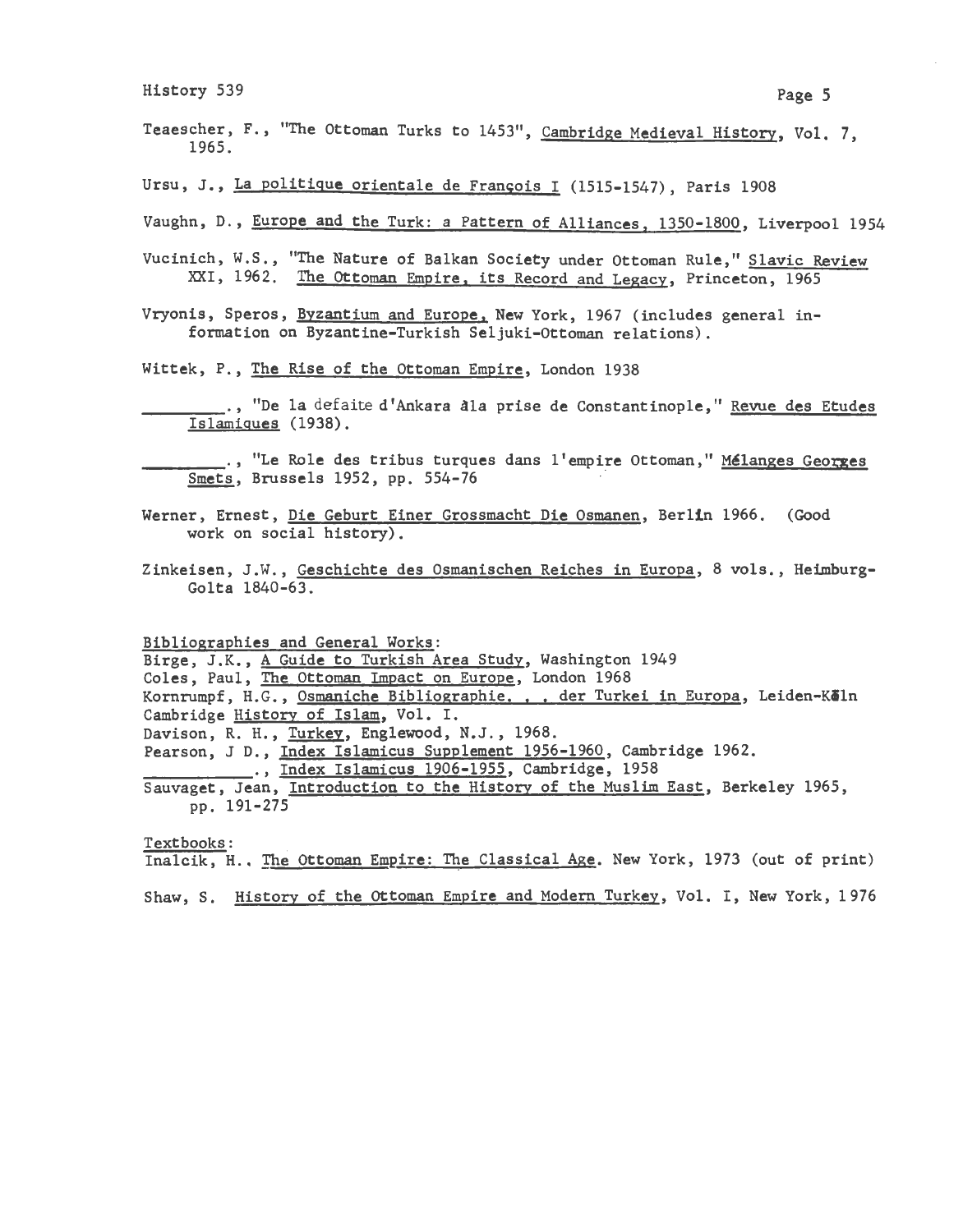Teaescher, F., "The Ottoman Turks to 1453", Cambridge Medieval History, Vol. 7, 1965.

Ursu, J., La politique orientale de François I (1515-1547), Paris 1908

Vaughn, D., Europe and the Turk: a Pattern of Alliances, 1350-1800, Liverpool 1954

Vucinich, W.S., "The Nature of Balkan Society under Ottoman Rule," Slavic Review XXI, 1962. The Ottoman Empire, its Record and Legacy, Princeton, 1965

Vryonis, Speros, Byzantium and Europe, New York, 1967 (includes general information on Byzantine-Turkish Seljuki-Ottoman relations).

Wittek, P., The Rise of the Ottoman Empire, London 1938

________., "De la defaite d'Ankara àla prise de Constantinople," Revue des Etudes Islamiques (1938).

________., "Le Role des tribus turques dans l'empire Ottoman," Mélanges Georges Smets, Brussels 1952, pp. 554-76

Werner, Ernest, Die Geburt Einer Grossmacht Die Osmanen, Berlin 1966. (Good work on social history).

Zinkeisen, J.W., Geschichte des Osmanischen Reiches in Europa, 8 vols., Heimburg-Golta 1840-63.

Bibliographies and General Works:
Birge, J.K., A Guide to Turkish Area Study, Washington 1949
Coles, Paul, The Ottoman Impact on Europe, London 1968
Kornrumpf, H.G., Osmaniche Bibliographie. . . der Turkei in Europa, Leiden-Köln
Cambridge History of Islam, Vol. I.
Davison, R. H., Turkey, Englewood, N.J., 1968.
Pearson, J D., Index Islamicus Supplement 1956-1960, Cambridge 1962.
__________., Index Islamicus 1906-1955, Cambridge, 1958
Sauvaget, Jean, Introduction to the History of the Muslim East, Berkeley 1965, pp. 191-275

Textbooks:
Inalcik, H.. The Ottoman Empire: The Classical Age. New York, 1973 (out of print)

Shaw, S. History of the Ottoman Empire and Modern Turkey, Vol. I, New York, 1976